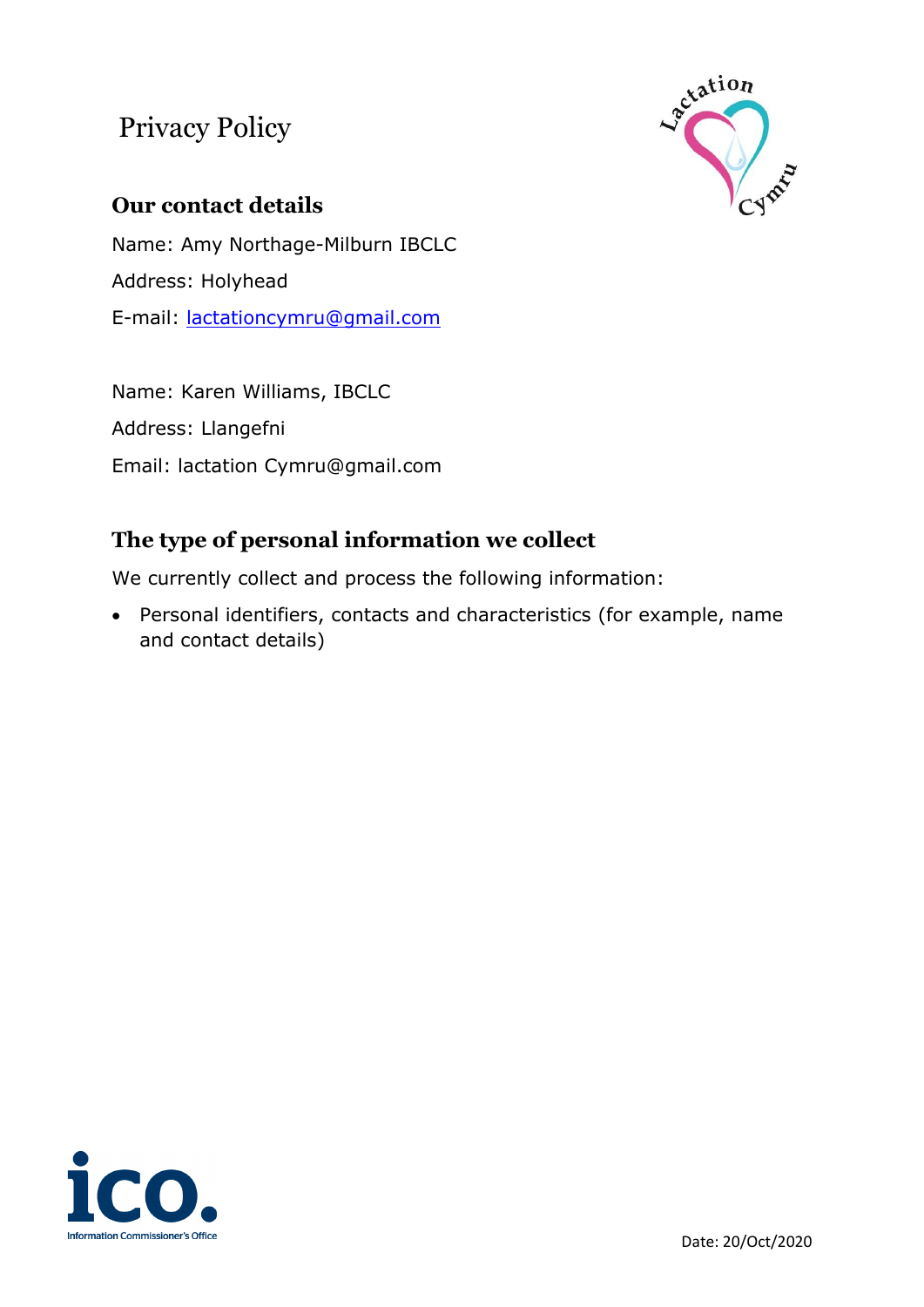# Privacy Policy

## Our contact details

Name: Amy Northage-Milburn IBCLC

Address: Holyhead

E-mail: lactationcymru@gmail.com

Name: Karen Williams, IBCLC

Address: Llangefni

Email: lactation Cymru@gmail.com

## The type of personal information we collect

We currently collect and process the following information:

- Personal identifiers, contacts and characteristics (for example, name and contact details)

Date: 20/Oct/2020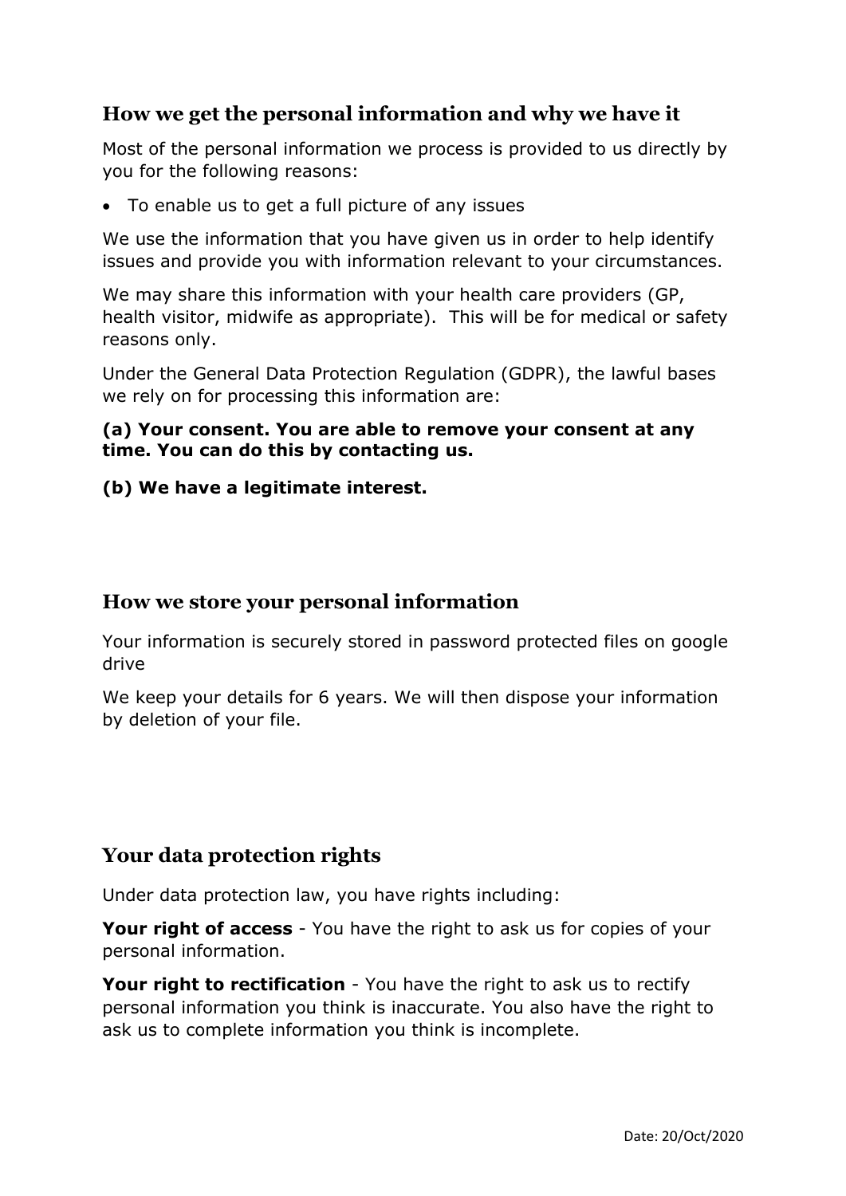## How we get the personal information and why we have it

Most of the personal information we process is provided to us directly by you for the following reasons:

- To enable us to get a full picture of any issues

We use the information that you have given us in order to help identify issues and provide you with information relevant to your circumstances.

We may share this information with your health care providers (GP, health visitor, midwife as appropriate). This will be for medical or safety reasons only.

Under the General Data Protection Regulation (GDPR), the lawful bases we rely on for processing this information are:

**(a) Your consent. You are able to remove your consent at any time. You can do this by contacting us.**

**(b) We have a legitimate interest.**

## How we store your personal information

Your information is securely stored in password protected files on google drive

We keep your details for 6 years. We will then dispose your information by deletion of your file.

## Your data protection rights

Under data protection law, you have rights including:

**Your right of access** - You have the right to ask us for copies of your personal information.

**Your right to rectification** - You have the right to ask us to rectify personal information you think is inaccurate. You also have the right to ask us to complete information you think is incomplete.

Date: 20/Oct/2020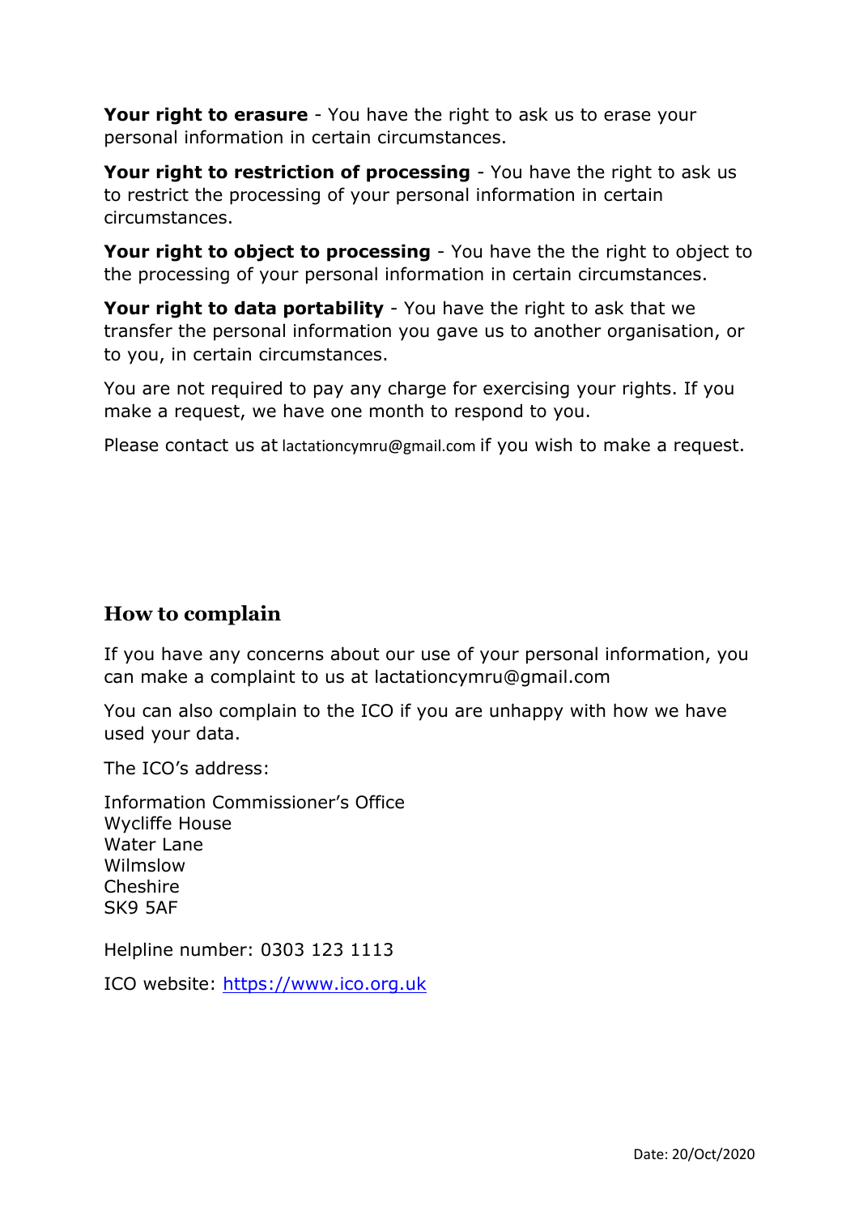**Your right to erasure** - You have the right to ask us to erase your personal information in certain circumstances.

**Your right to restriction of processing** - You have the right to ask us to restrict the processing of your personal information in certain circumstances.

**Your right to object to processing** - You have the the right to object to the processing of your personal information in certain circumstances.

**Your right to data portability** - You have the right to ask that we transfer the personal information you gave us to another organisation, or to you, in certain circumstances.

You are not required to pay any charge for exercising your rights. If you make a request, we have one month to respond to you.

Please contact us at lactationcymru@gmail.com if you wish to make a request.

## How to complain

If you have any concerns about our use of your personal information, you can make a complaint to us at lactationcymru@gmail.com

You can also complain to the ICO if you are unhappy with how we have used your data.

The ICO's address:

Information Commissioner's Office  
Wycliffe House  
Water Lane  
Wilmslow  
Cheshire  
SK9 5AF

Helpline number: 0303 123 1113

ICO website: https://www.ico.org.uk

Date: 20/Oct/2020